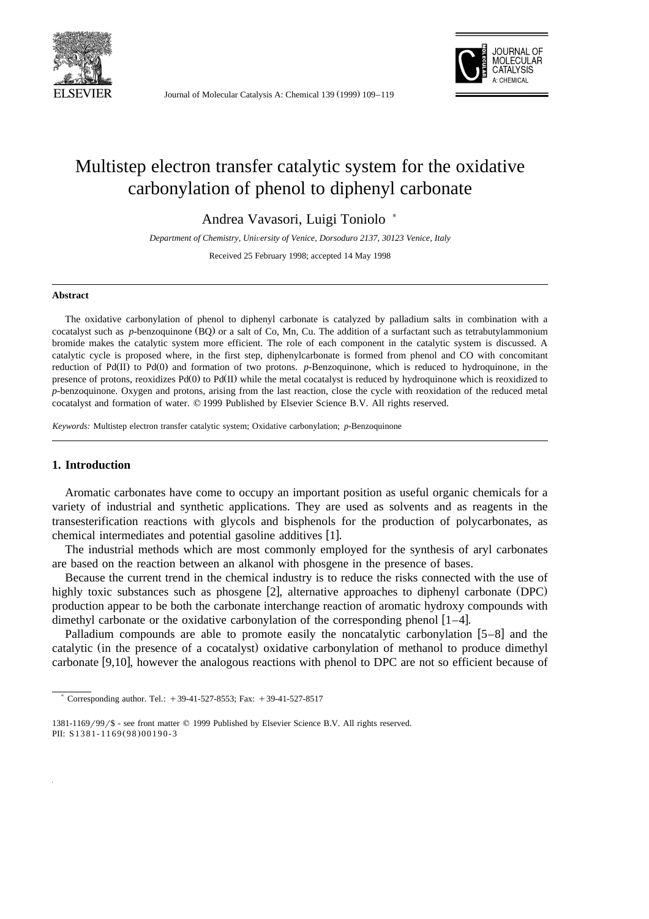# Multistep electron transfer catalytic system for the oxidative carbonylation of phenol to diphenyl carbonate

Andrea Vavasori, Luigi Toniolo *

*Department of Chemistry, University of Venice, Dorsoduro 2137, 30123 Venice, Italy*

Received 25 February 1998; accepted 14 May 1998

## Abstract

The oxidative carbonylation of phenol to diphenyl carbonate is catalyzed by palladium salts in combination with a cocatalyst such as *p*-benzoquinone (BQ) or a salt of Co, Mn, Cu. The addition of a surfactant such as tetrabutylammonium bromide makes the catalytic system more efficient. The role of each component in the catalytic system is discussed. A catalytic cycle is proposed where, in the first step, diphenylcarbonate is formed from phenol and CO with concomitant reduction of Pd(II) to Pd(0) and formation of two protons. *p*-Benzoquinone, which is reduced to hydroquinone, in the presence of protons, reoxidizes Pd(0) to Pd(II) while the metal cocatalyst is reduced by hydroquinone which is reoxidized to *p*-benzoquinone. Oxygen and protons, arising from the last reaction, close the cycle with reoxidation of the reduced metal cocatalyst and formation of water. © 1999 Published by Elsevier Science B.V. All rights reserved.

*Keywords:* Multistep electron transfer catalytic system; Oxidative carbonylation; *p*-Benzoquinone

## 1. Introduction

Aromatic carbonates have come to occupy an important position as useful organic chemicals for a variety of industrial and synthetic applications. They are used as solvents and as reagents in the transesterification reactions with glycols and bisphenols for the production of polycarbonates, as chemical intermediates and potential gasoline additives [1].

The industrial methods which are most commonly employed for the synthesis of aryl carbonates are based on the reaction between an alkanol with phosgene in the presence of bases.

Because the current trend in the chemical industry is to reduce the risks connected with the use of highly toxic substances such as phosgene [2], alternative approaches to diphenyl carbonate (DPC) production appear to be both the carbonate interchange reaction of aromatic hydroxy compounds with dimethyl carbonate or the oxidative carbonylation of the corresponding phenol [1–4].

Palladium compounds are able to promote easily the noncatalytic carbonylation [5–8] and the catalytic (in the presence of a cocatalyst) oxidative carbonylation of methanol to produce dimethyl carbonate [9,10], however the analogous reactions with phenol to DPC are not so efficient because of

---

* Corresponding author. Tel.: +39-41-527-8553; Fax: +39-41-527-8517

1381-1169/99/$ - see front matter © 1999 Published by Elsevier Science B.V. All rights reserved.
PII: S1381-1169(98)00190-3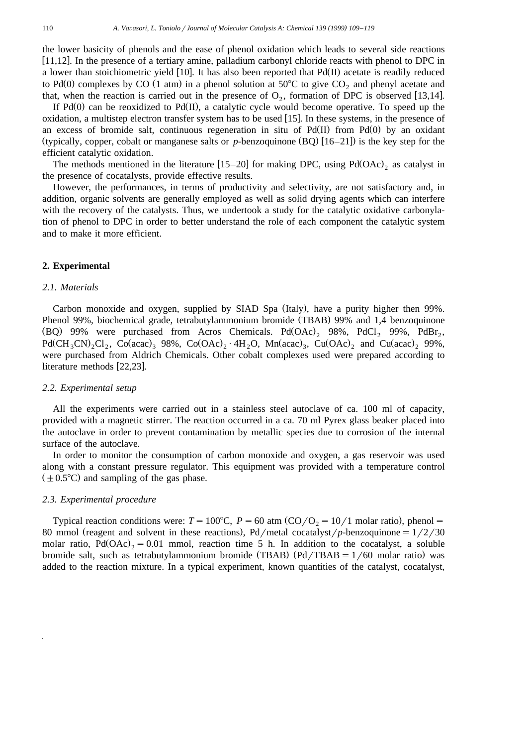the lower basicity of phenols and the ease of phenol oxidation which leads to several side reactions [11,12]. In the presence of a tertiary amine, palladium carbonyl chloride reacts with phenol to DPC in a lower than stoichiometric yield [10]. It has also been reported that Pd(II) acetate is readily reduced to Pd(0) complexes by CO (1 atm) in a phenol solution at 50°C to give $CO_2$ and phenyl acetate and that, when the reaction is carried out in the presence of $O_2$, formation of DPC is observed [13,14].

If Pd(0) can be reoxidized to Pd(II), a catalytic cycle would become operative. To speed up the oxidation, a multistep electron transfer system has to be used [15]. In these systems, in the presence of an excess of bromide salt, continuous regeneration in situ of Pd(II) from Pd(0) by an oxidant (typically, copper, cobalt or manganese salts or *p*-benzoquinone (BQ) [16–21]) is the key step for the efficient catalytic oxidation.

The methods mentioned in the literature [15–20] for making DPC, using $Pd(OAc)_2$ as catalyst in the presence of cocatalysts, provide effective results.

However, the performances, in terms of productivity and selectivity, are not satisfactory and, in addition, organic solvents are generally employed as well as solid drying agents which can interfere with the recovery of the catalysts. Thus, we undertook a study for the catalytic oxidative carbonylation of phenol to DPC in order to better understand the role of each component the catalytic system and to make it more efficient.

## 2. Experimental

### 2.1. Materials

Carbon monoxide and oxygen, supplied by SIAD Spa (Italy), have a purity higher then 99%. Phenol 99%, biochemical grade, tetrabutylammonium bromide (TBAB) 99% and 1,4 benzoquinone (BQ) 99% were purchased from Acros Chemicals. $Pd(OAc)_2$ 98%, $PdCl_2$ 99%, $PdBr_2$, $Pd(CH_3CN)_2Cl_2$, $Co(acac)_3$ 98%, $Co(OAc)_2 \cdot 4H_2O$, $Mn(acac)_3$, $Cu(OAc)_2$ and $Cu(acac)_2$ 99%, were purchased from Aldrich Chemicals. Other cobalt complexes used were prepared according to literature methods [22,23].

### 2.2. Experimental setup

All the experiments were carried out in a stainless steel autoclave of ca. 100 ml of capacity, provided with a magnetic stirrer. The reaction occurred in a ca. 70 ml Pyrex glass beaker placed into the autoclave in order to prevent contamination by metallic species due to corrosion of the internal surface of the autoclave.

In order to monitor the consumption of carbon monoxide and oxygen, a gas reservoir was used along with a constant pressure regulator. This equipment was provided with a temperature control ($\pm 0.5$°C) and sampling of the gas phase.

### 2.3. Experimental procedure

Typical reaction conditions were: $T = 100$°C, $P = 60$ atm ($CO/O_2 = 10/1$ molar ratio), phenol = 80 mmol (reagent and solvent in these reactions), Pd/metal cocatalyst/*p*-benzoquinone = 1/2/30 molar ratio, $Pd(OAc)_2 = 0.01$ mmol, reaction time 5 h. In addition to the cocatalyst, a soluble bromide salt, such as tetrabutylammonium bromide (TBAB) (Pd/TBAB = 1/60 molar ratio) was added to the reaction mixture. In a typical experiment, known quantities of the catalyst, cocatalyst,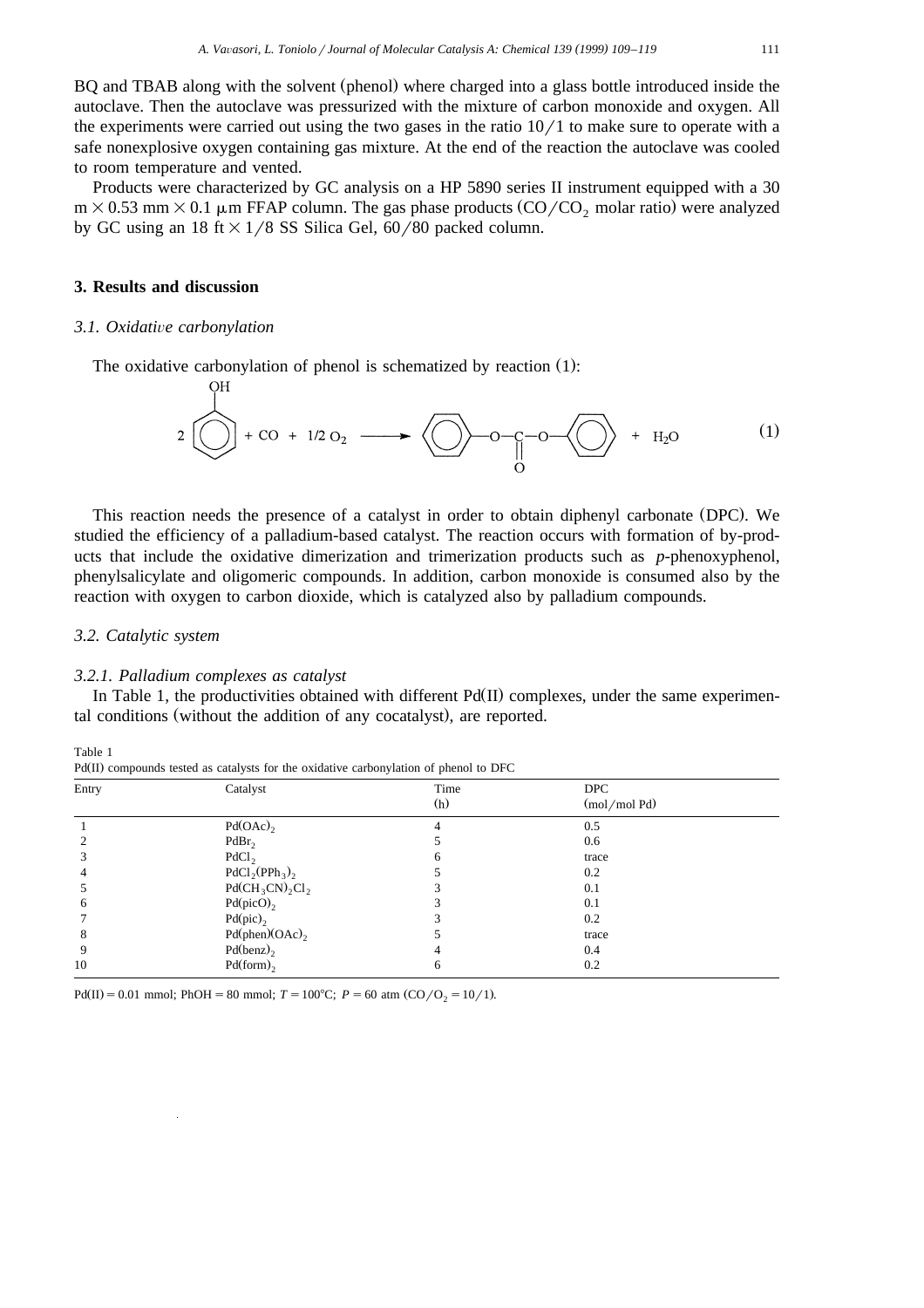BQ and TBAB along with the solvent (phenol) where charged into a glass bottle introduced inside the autoclave. Then the autoclave was pressurized with the mixture of carbon monoxide and oxygen. All the experiments were carried out using the two gases in the ratio 10/1 to make sure to operate with a safe nonexplosive oxygen containing gas mixture. At the end of the reaction the autoclave was cooled to room temperature and vented.

Products were characterized by GC analysis on a HP 5890 series II instrument equipped with a 30 m × 0.53 mm × 0.1 μm FFAP column. The gas phase products ($CO/CO_2$ molar ratio) were analyzed by GC using an 18 ft × 1/8 SS Silica Gel, 60/80 packed column.

## 3. Results and discussion

### *3.1. Oxidative carbonylation*

The oxidative carbonylation of phenol is schematized by reaction (1):

$$2\,C_6H_5OH + CO + 1/2\,O_2 \longrightarrow C_6H_5\text{–O–C(=O)–O–}C_6H_5 + H_2O \qquad (1)$$

This reaction needs the presence of a catalyst in order to obtain diphenyl carbonate (DPC). We studied the efficiency of a palladium-based catalyst. The reaction occurs with formation of by-products that include the oxidative dimerization and trimerization products such as *p*-phenoxyphenol, phenylsalicylate and oligomeric compounds. In addition, carbon monoxide is consumed also by the reaction with oxygen to carbon dioxide, which is catalyzed also by palladium compounds.

### *3.2. Catalytic system*

#### *3.2.1. Palladium complexes as catalyst*

In Table 1, the productivities obtained with different Pd(II) complexes, under the same experimental conditions (without the addition of any cocatalyst), are reported.

Table 1
Pd(II) compounds tested as catalysts for the oxidative carbonylation of phenol to DFC

| Entry | Catalyst | Time (h) | DPC (mol/mol Pd) |
|---|---|---|---|
| 1 | $Pd(OAc)_2$ | 4 | 0.5 |
| 2 | $PdBr_2$ | 5 | 0.6 |
| 3 | $PdCl_2$ | 6 | trace |
| 4 | $PdCl_2(PPh_3)_2$ | 5 | 0.2 |
| 5 | $Pd(CH_3CN)_2Cl_2$ | 3 | 0.1 |
| 6 | $Pd(picO)_2$ | 3 | 0.1 |
| 7 | $Pd(pic)_2$ | 3 | 0.2 |
| 8 | $Pd(phen)(OAc)_2$ | 5 | trace |
| 9 | $Pd(benz)_2$ | 4 | 0.4 |
| 10 | $Pd(form)_2$ | 6 | 0.2 |

Pd(II) = 0.01 mmol; PhOH = 80 mmol; $T = 100°C$; $P = 60$ atm ($CO/O_2 = 10/1$).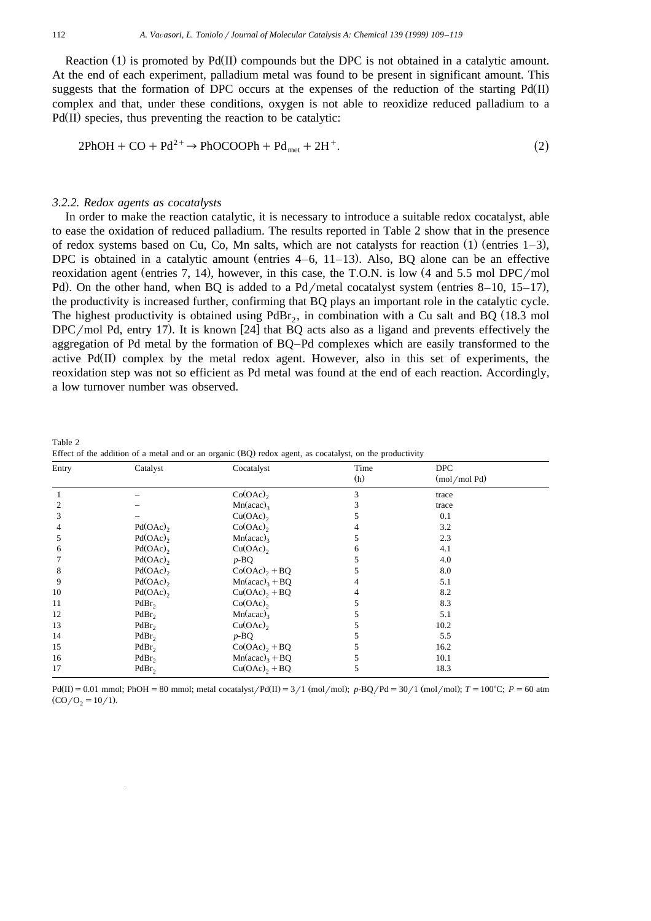Reaction (1) is promoted by Pd(II) compounds but the DPC is not obtained in a catalytic amount. At the end of each experiment, palladium metal was found to be present in significant amount. This suggests that the formation of DPC occurs at the expenses of the reduction of the starting Pd(II) complex and that, under these conditions, oxygen is not able to reoxidize reduced palladium to a Pd(II) species, thus preventing the reaction to be catalytic:

$$2\text{PhOH} + \text{CO} + \text{Pd}^{2+} \rightarrow \text{PhOCOOPh} + \text{Pd}_{\text{met}} + 2\text{H}^{+}. \tag{2}$$

### 3.2.2. Redox agents as cocatalysts

In order to make the reaction catalytic, it is necessary to introduce a suitable redox cocatalyst, able to ease the oxidation of reduced palladium. The results reported in Table 2 show that in the presence of redox systems based on Cu, Co, Mn salts, which are not catalysts for reaction (1) (entries 1–3), DPC is obtained in a catalytic amount (entries 4–6, 11–13). Also, BQ alone can be an effective reoxidation agent (entries 7, 14), however, in this case, the T.O.N. is low (4 and 5.5 mol DPC/mol Pd). On the other hand, when BQ is added to a Pd/metal cocatalyst system (entries 8–10, 15–17), the productivity is increased further, confirming that BQ plays an important role in the catalytic cycle. The highest productivity is obtained using $PdBr_2$, in combination with a Cu salt and BQ (18.3 mol DPC/mol Pd, entry 17). It is known [24] that BQ acts also as a ligand and prevents effectively the aggregation of Pd metal by the formation of BQ–Pd complexes which are easily transformed to the active Pd(II) complex by the metal redox agent. However, also in this set of experiments, the reoxidation step was not so efficient as Pd metal was found at the end of each reaction. Accordingly, a low turnover number was observed.

Table 2
Effect of the addition of a metal and or an organic (BQ) redox agent, as cocatalyst, on the productivity

| Entry | Catalyst | Cocatalyst | Time (h) | DPC (mol/mol Pd) |
|---|---|---|---|---|
| 1 | – | $Co(OAc)_2$ | 3 | trace |
| 2 | – | $Mn(acac)_3$ | 3 | trace |
| 3 | – | $Cu(OAc)_2$ | 5 | 0.1 |
| 4 | $Pd(OAc)_2$ | $Co(OAc)_2$ | 4 | 3.2 |
| 5 | $Pd(OAc)_2$ | $Mn(acac)_3$ | 5 | 2.3 |
| 6 | $Pd(OAc)_2$ | $Cu(OAc)_2$ | 6 | 4.1 |
| 7 | $Pd(OAc)_2$ | *p*-BQ | 5 | 4.0 |
| 8 | $Pd(OAc)_2$ | $Co(OAc)_2$ + BQ | 5 | 8.0 |
| 9 | $Pd(OAc)_2$ | $Mn(acac)_3$ + BQ | 4 | 5.1 |
| 10 | $Pd(OAc)_2$ | $Cu(OAc)_2$ + BQ | 4 | 8.2 |
| 11 | $PdBr_2$ | $Co(OAc)_2$ | 5 | 8.3 |
| 12 | $PdBr_2$ | $Mn(acac)_3$ | 5 | 5.1 |
| 13 | $PdBr_2$ | $Cu(OAc)_2$ | 5 | 10.2 |
| 14 | $PdBr_2$ | *p*-BQ | 5 | 5.5 |
| 15 | $PdBr_2$ | $Co(OAc)_2$ + BQ | 5 | 16.2 |
| 16 | $PdBr_2$ | $Mn(acac)_3$ + BQ | 5 | 10.1 |
| 17 | $PdBr_2$ | $Cu(OAc)_2$ + BQ | 5 | 18.3 |

Pd(II) = 0.01 mmol; PhOH = 80 mmol; metal cocatalyst/Pd(II) = 3/1 (mol/mol); *p*-BQ/Pd = 30/1 (mol/mol); $T = 100°C$; $P = 60$ atm ($CO/O_2 = 10/1$).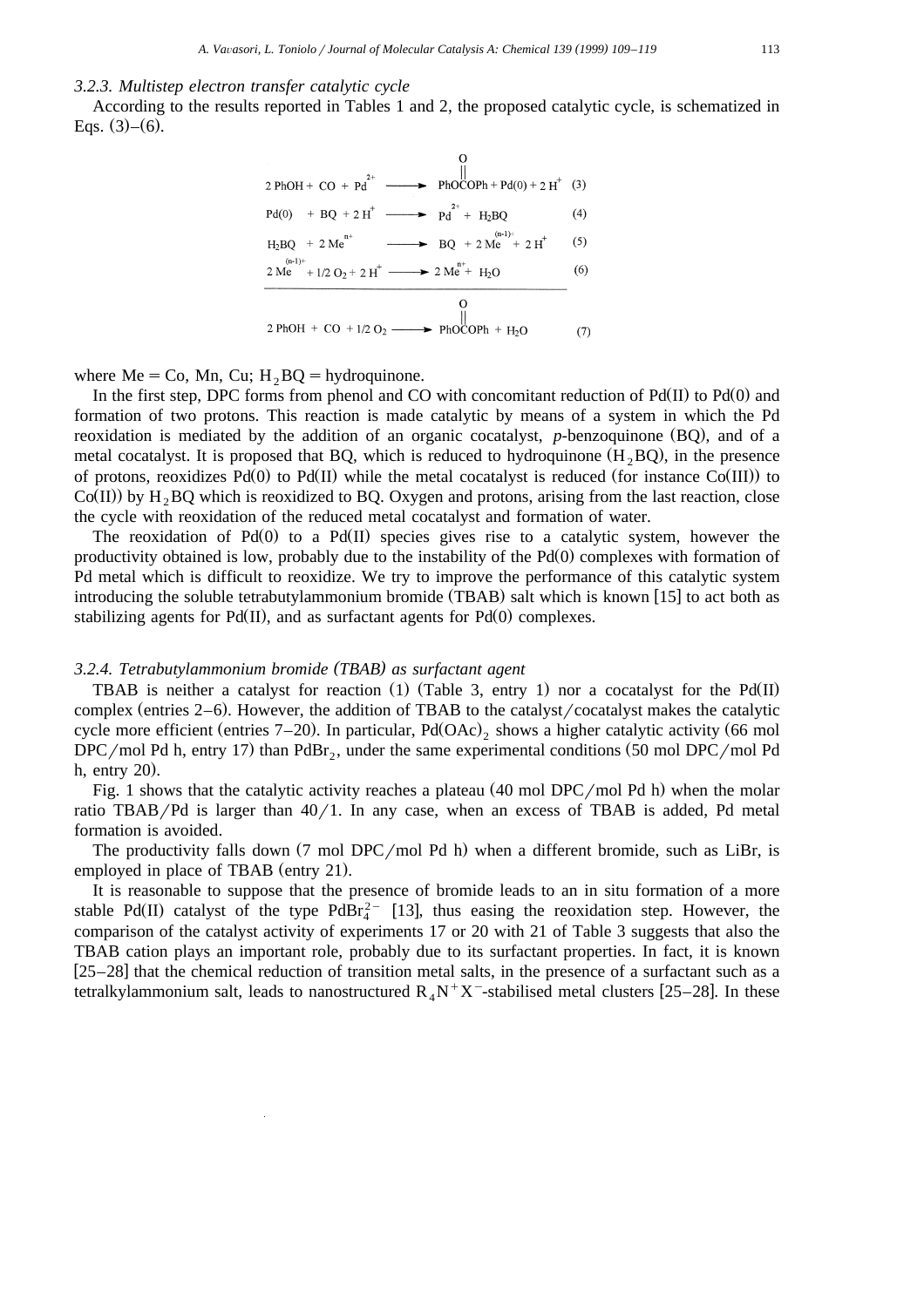### 3.2.3. Multistep electron transfer catalytic cycle

According to the results reported in Tables 1 and 2, the proposed catalytic cycle, is schematized in Eqs. (3)–(6).

$$2\,PhOH + CO + Pd^{2+} \longrightarrow PhOC(O)OPh + Pd(0) + 2\,H^{+} \quad (3)$$

$$Pd(0) + BQ + 2\,H^{+} \longrightarrow Pd^{2+} + H_2BQ \quad (4)$$

$$H_2BQ + 2\,Me^{n+} \longrightarrow BQ + 2\,Me^{(n-1)+} + 2\,H^{+} \quad (5)$$

$$2\,Me^{(n-1)+} + 1/2\,O_2 + 2\,H^{+} \longrightarrow 2\,Me^{n+} + H_2O \quad (6)$$

$$2\,PhOH + CO + 1/2\,O_2 \longrightarrow PhOC(O)OPh + H_2O \quad (7)$$

where Me = Co, Mn, Cu; $H_2BQ$ = hydroquinone.

In the first step, DPC forms from phenol and CO with concomitant reduction of Pd(II) to Pd(0) and formation of two protons. This reaction is made catalytic by means of a system in which the Pd reoxidation is mediated by the addition of an organic cocatalyst, *p*-benzoquinone (BQ), and of a metal cocatalyst. It is proposed that BQ, which is reduced to hydroquinone ($H_2BQ$), in the presence of protons, reoxidizes Pd(0) to Pd(II) while the metal cocatalyst is reduced (for instance Co(III)) to Co(II)) by $H_2BQ$ which is reoxidized to BQ. Oxygen and protons, arising from the last reaction, close the cycle with reoxidation of the reduced metal cocatalyst and formation of water.

The reoxidation of Pd(0) to a Pd(II) species gives rise to a catalytic system, however the productivity obtained is low, probably due to the instability of the Pd(0) complexes with formation of Pd metal which is difficult to reoxidize. We try to improve the performance of this catalytic system introducing the soluble tetrabutylammonium bromide (TBAB) salt which is known [15] to act both as stabilizing agents for Pd(II), and as surfactant agents for Pd(0) complexes.

### 3.2.4. Tetrabutylammonium bromide (TBAB) as surfactant agent

TBAB is neither a catalyst for reaction (1) (Table 3, entry 1) nor a cocatalyst for the Pd(II) complex (entries 2–6). However, the addition of TBAB to the catalyst/cocatalyst makes the catalytic cycle more efficient (entries 7–20). In particular, $Pd(OAc)_2$ shows a higher catalytic activity (66 mol DPC/mol Pd h, entry 17) than $PdBr_2$, under the same experimental conditions (50 mol DPC/mol Pd h, entry 20).

Fig. 1 shows that the catalytic activity reaches a plateau (40 mol DPC/mol Pd h) when the molar ratio TBAB/Pd is larger than 40/1. In any case, when an excess of TBAB is added, Pd metal formation is avoided.

The productivity falls down (7 mol DPC/mol Pd h) when a different bromide, such as LiBr, is employed in place of TBAB (entry 21).

It is reasonable to suppose that the presence of bromide leads to an in situ formation of a more stable Pd(II) catalyst of the type $PdBr_4^{2-}$ [13], thus easing the reoxidation step. However, the comparison of the catalyst activity of experiments 17 or 20 with 21 of Table 3 suggests that also the TBAB cation plays an important role, probably due to its surfactant properties. In fact, it is known [25–28] that the chemical reduction of transition metal salts, in the presence of a surfactant such as a tetralkylammonium salt, leads to nanostructured $R_4N^+X^-$-stabilised metal clusters [25–28]. In these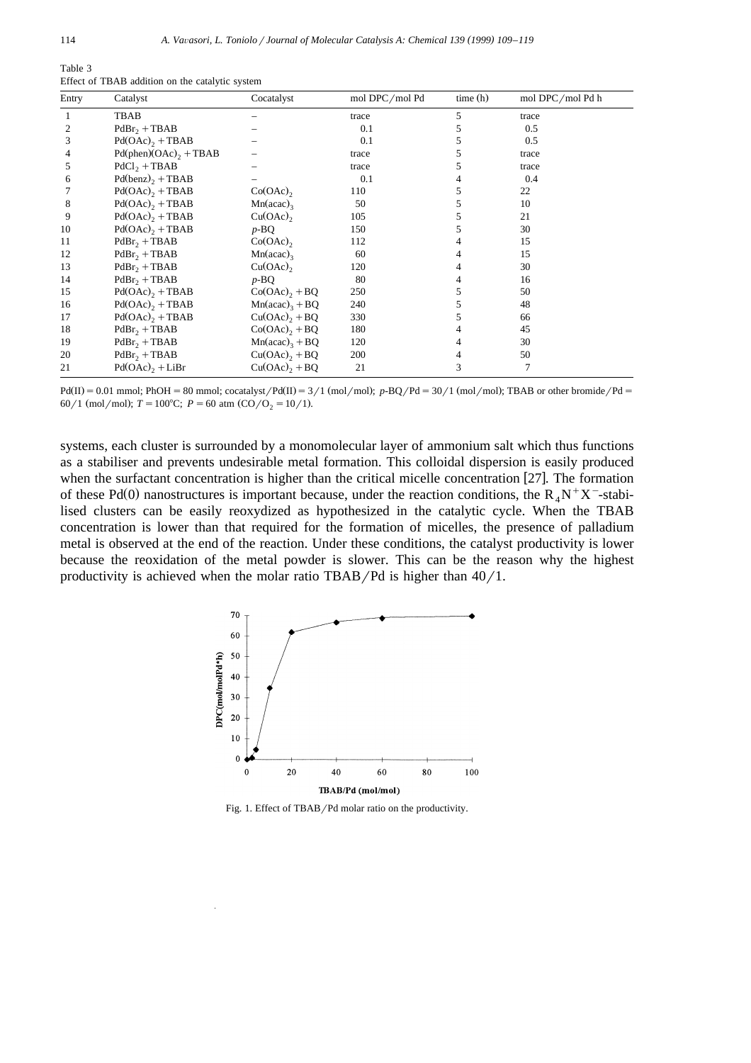Table 3
Effect of TBAB addition on the catalytic system

| Entry | Catalyst | Cocatalyst | mol DPC/mol Pd | time (h) | mol DPC/mol Pd h |
|---|---|---|---|---|---|
| 1 | TBAB | – | trace | 5 | trace |
| 2 | $PdBr_2$ + TBAB | – | 0.1 | 5 | 0.5 |
| 3 | $Pd(OAc)_2$ + TBAB | – | 0.1 | 5 | 0.5 |
| 4 | $Pd(phen)(OAc)_2$ + TBAB | – | trace | 5 | trace |
| 5 | $PdCl_2$ + TBAB | – | trace | 5 | trace |
| 6 | $Pd(benz)_2$ + TBAB | – | 0.1 | 4 | 0.4 |
| 7 | $Pd(OAc)_2$ + TBAB | $Co(OAc)_2$ | 110 | 5 | 22 |
| 8 | $Pd(OAc)_2$ + TBAB | $Mn(acac)_3$ | 50 | 5 | 10 |
| 9 | $Pd(OAc)_2$ + TBAB | $Cu(OAc)_2$ | 105 | 5 | 21 |
| 10 | $Pd(OAc)_2$ + TBAB | *p*-BQ | 150 | 5 | 30 |
| 11 | $PdBr_2$ + TBAB | $Co(OAc)_2$ | 112 | 4 | 15 |
| 12 | $PdBr_2$ + TBAB | $Mn(acac)_3$ | 60 | 4 | 15 |
| 13 | $PdBr_2$ + TBAB | $Cu(OAc)_2$ | 120 | 4 | 30 |
| 14 | $PdBr_2$ + TBAB | *p*-BQ | 80 | 4 | 16 |
| 15 | $Pd(OAc)_2$ + TBAB | $Co(OAc)_2$ + BQ | 250 | 5 | 50 |
| 16 | $Pd(OAc)_2$ + TBAB | $Mn(acac)_3$ + BQ | 240 | 5 | 48 |
| 17 | $Pd(OAc)_2$ + TBAB | $Cu(OAc)_2$ + BQ | 330 | 5 | 66 |
| 18 | $PdBr_2$ + TBAB | $Co(OAc)_2$ + BQ | 180 | 4 | 45 |
| 19 | $PdBr_2$ + TBAB | $Mn(acac)_3$ + BQ | 120 | 4 | 30 |
| 20 | $PdBr_2$ + TBAB | $Cu(OAc)_2$ + BQ | 200 | 4 | 50 |
| 21 | $Pd(OAc)_2$ + LiBr | $Cu(OAc)_2$ + BQ | 21 | 3 | 7 |

Pd(II) = 0.01 mmol; PhOH = 80 mmol; cocatalyst/Pd(II) = 3/1 (mol/mol); *p*-BQ/Pd = 30/1 (mol/mol); TBAB or other bromide/Pd = 60/1 (mol/mol); $T = 100°C$; $P = 60$ atm ($CO/O_2 = 10/1$).

systems, each cluster is surrounded by a monomolecular layer of ammonium salt which thus functions as a stabiliser and prevents undesirable metal formation. This colloidal dispersion is easily produced when the surfactant concentration is higher than the critical micelle concentration [27]. The formation of these Pd(0) nanostructures is important because, under the reaction conditions, the $R_4N^+X^-$-stabilised clusters can be easily reoxydized as hypothesized in the catalytic cycle. When the TBAB concentration is lower than that required for the formation of micelles, the presence of palladium metal is observed at the end of the reaction. Under these conditions, the catalyst productivity is lower because the reoxidation of the metal powder is slower. This can be the reason why the highest productivity is achieved when the molar ratio TBAB/Pd is higher than 40/1.

Fig. 1. Effect of TBAB/Pd molar ratio on the productivity.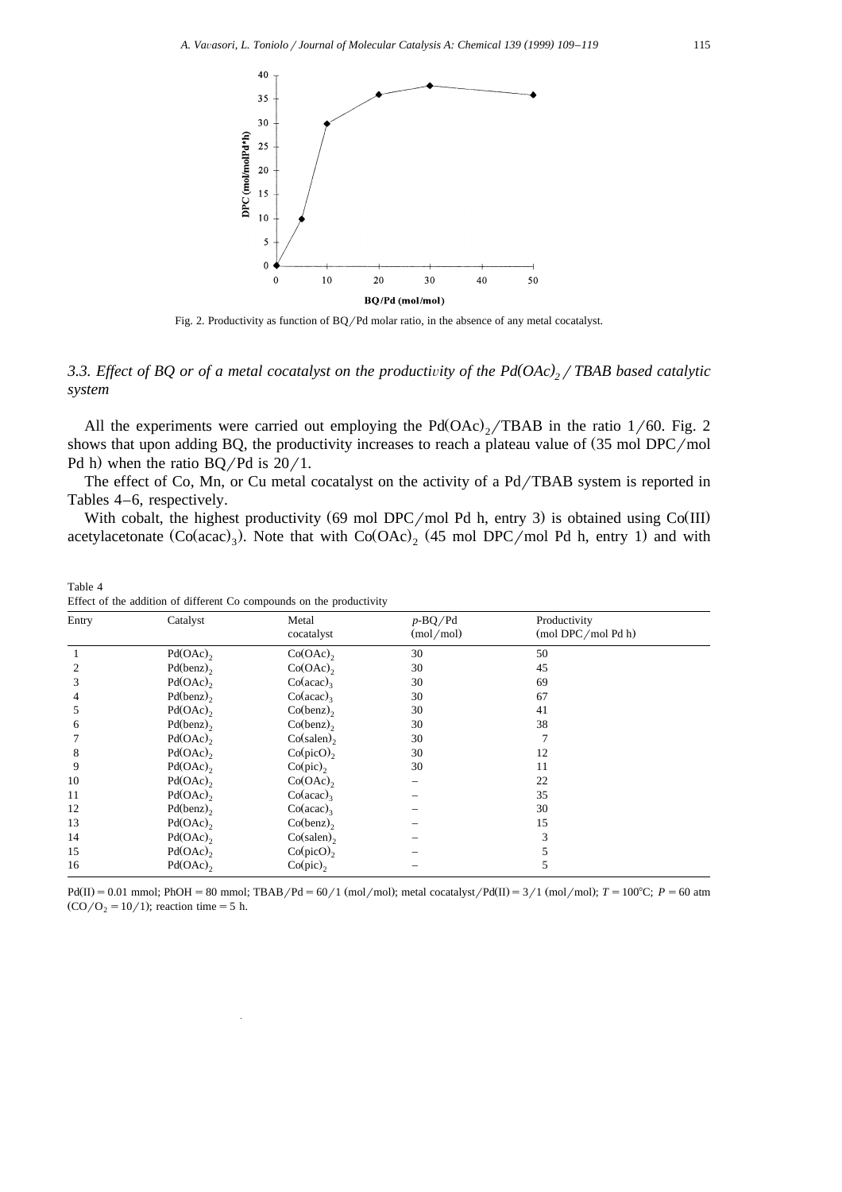Fig. 2. Productivity as function of BQ/Pd molar ratio, in the absence of any metal cocatalyst.

### 3.3. Effect of BQ or of a metal cocatalyst on the productivity of the $Pd(OAc)_2$/TBAB based catalytic system

All the experiments were carried out employing the $Pd(OAc)_2$/TBAB in the ratio 1/60. Fig. 2 shows that upon adding BQ, the productivity increases to reach a plateau value of (35 mol DPC/mol Pd h) when the ratio BQ/Pd is 20/1.

The effect of Co, Mn, or Cu metal cocatalyst on the activity of a Pd/TBAB system is reported in Tables 4–6, respectively.

With cobalt, the highest productivity (69 mol DPC/mol Pd h, entry 3) is obtained using Co(III) acetylacetonate ($Co(acac)_3$). Note that with $Co(OAc)_2$ (45 mol DPC/mol Pd h, entry 1) and with

Table 4
Effect of the addition of different Co compounds on the productivity

| Entry | Catalyst | Metal cocatalyst | *p*-BQ/Pd (mol/mol) | Productivity (mol DPC/mol Pd h) |
|---|---|---|---|---|
| 1 | $Pd(OAc)_2$ | $Co(OAc)_2$ | 30 | 50 |
| 2 | $Pd(benz)_2$ | $Co(OAc)_2$ | 30 | 45 |
| 3 | $Pd(OAc)_2$ | $Co(acac)_3$ | 30 | 69 |
| 4 | $Pd(benz)_2$ | $Co(acac)_3$ | 30 | 67 |
| 5 | $Pd(OAc)_2$ | $Co(benz)_2$ | 30 | 41 |
| 6 | $Pd(benz)_2$ | $Co(benz)_2$ | 30 | 38 |
| 7 | $Pd(OAc)_2$ | $Co(salen)_2$ | 30 | 7 |
| 8 | $Pd(OAc)_2$ | $Co(picO)_2$ | 30 | 12 |
| 9 | $Pd(OAc)_2$ | $Co(pic)_2$ | 30 | 11 |
| 10 | $Pd(OAc)_2$ | $Co(OAc)_2$ | – | 22 |
| 11 | $Pd(OAc)_2$ | $Co(acac)_3$ | – | 35 |
| 12 | $Pd(benz)_2$ | $Co(acac)_3$ | – | 30 |
| 13 | $Pd(OAc)_2$ | $Co(benz)_2$ | – | 15 |
| 14 | $Pd(OAc)_2$ | $Co(salen)_2$ | – | 3 |
| 15 | $Pd(OAc)_2$ | $Co(picO)_2$ | – | 5 |
| 16 | $Pd(OAc)_2$ | $Co(pic)_2$ | – | 5 |

Pd(II) = 0.01 mmol; PhOH = 80 mmol; TBAB/Pd = 60/1 (mol/mol); metal cocatalyst/Pd(II) = 3/1 (mol/mol); $T = 100°C$; $P = 60$ atm ($CO/O_2 = 10/1$); reaction time = 5 h.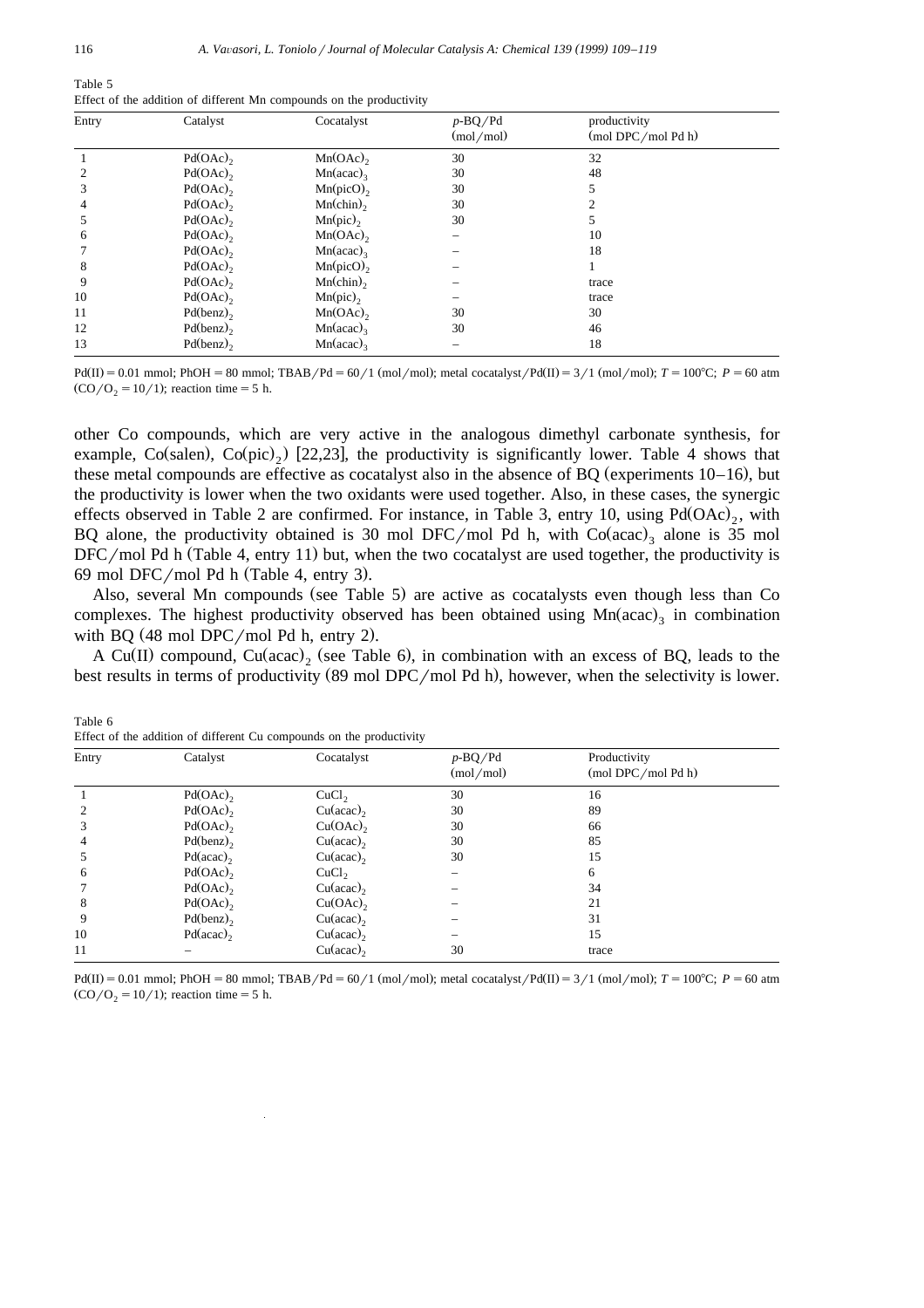Table 5
Effect of the addition of different Mn compounds on the productivity

| Entry | Catalyst | Cocatalyst | $p$-BQ/Pd (mol/mol) | productivity (mol DPC/mol Pd h) |
|---|---|---|---|---|
| 1 | $Pd(OAc)_2$ | $Mn(OAc)_2$ | 30 | 32 |
| 2 | $Pd(OAc)_2$ | $Mn(acac)_3$ | 30 | 48 |
| 3 | $Pd(OAc)_2$ | $Mn(picO)_2$ | 30 | 5 |
| 4 | $Pd(OAc)_2$ | $Mn(chin)_2$ | 30 | 2 |
| 5 | $Pd(OAc)_2$ | $Mn(pic)_2$ | 30 | 5 |
| 6 | $Pd(OAc)_2$ | $Mn(OAc)_2$ | – | 10 |
| 7 | $Pd(OAc)_2$ | $Mn(acac)_3$ | – | 18 |
| 8 | $Pd(OAc)_2$ | $Mn(picO)_2$ | – | 1 |
| 9 | $Pd(OAc)_2$ | $Mn(chin)_2$ | – | trace |
| 10 | $Pd(OAc)_2$ | $Mn(pic)_2$ | – | trace |
| 11 | $Pd(benz)_2$ | $Mn(OAc)_2$ | 30 | 30 |
| 12 | $Pd(benz)_2$ | $Mn(acac)_3$ | 30 | 46 |
| 13 | $Pd(benz)_2$ | $Mn(acac)_3$ | – | 18 |

Pd(II) = 0.01 mmol; PhOH = 80 mmol; TBAB/Pd = 60/1 (mol/mol); metal cocatalyst/Pd(II) = 3/1 (mol/mol); $T = 100°C$; $P = 60$ atm ($CO/O_2 = 10/1$); reaction time = 5 h.

other Co compounds, which are very active in the analogous dimethyl carbonate synthesis, for example, Co(salen), $Co(pic)_2$) [22,23], the productivity is significantly lower. Table 4 shows that these metal compounds are effective as cocatalyst also in the absence of BQ (experiments 10–16), but the productivity is lower when the two oxidants were used together. Also, in these cases, the synergic effects observed in Table 2 are confirmed. For instance, in Table 3, entry 10, using $Pd(OAc)_2$, with BQ alone, the productivity obtained is 30 mol DFC/mol Pd h, with $Co(acac)_3$ alone is 35 mol DFC/mol Pd h (Table 4, entry 11) but, when the two cocatalyst are used together, the productivity is 69 mol DFC/mol Pd h (Table 4, entry 3).

Also, several Mn compounds (see Table 5) are active as cocatalysts even though less than Co complexes. The highest productivity observed has been obtained using $Mn(acac)_3$ in combination with BQ (48 mol DPC/mol Pd h, entry 2).

A Cu(II) compound, $Cu(acac)_2$ (see Table 6), in combination with an excess of BQ, leads to the best results in terms of productivity (89 mol DPC/mol Pd h), however, when the selectivity is lower.

Table 6
Effect of the addition of different Cu compounds on the productivity

| Entry | Catalyst | Cocatalyst | $p$-BQ/Pd (mol/mol) | Productivity (mol DPC/mol Pd h) |
|---|---|---|---|---|
| 1 | $Pd(OAc)_2$ | $CuCl_2$ | 30 | 16 |
| 2 | $Pd(OAc)_2$ | $Cu(acac)_2$ | 30 | 89 |
| 3 | $Pd(OAc)_2$ | $Cu(OAc)_2$ | 30 | 66 |
| 4 | $Pd(benz)_2$ | $Cu(acac)_2$ | 30 | 85 |
| 5 | $Pd(acac)_2$ | $Cu(acac)_2$ | 30 | 15 |
| 6 | $Pd(OAc)_2$ | $CuCl_2$ | – | 6 |
| 7 | $Pd(OAc)_2$ | $Cu(acac)_2$ | – | 34 |
| 8 | $Pd(OAc)_2$ | $Cu(OAc)_2$ | – | 21 |
| 9 | $Pd(benz)_2$ | $Cu(acac)_2$ | – | 31 |
| 10 | $Pd(acac)_2$ | $Cu(acac)_2$ | – | 15 |
| 11 | – | $Cu(acac)_2$ | 30 | trace |

Pd(II) = 0.01 mmol; PhOH = 80 mmol; TBAB/Pd = 60/1 (mol/mol); metal cocatalyst/Pd(II) = 3/1 (mol/mol); $T = 100°C$; $P = 60$ atm ($CO/O_2 = 10/1$); reaction time = 5 h.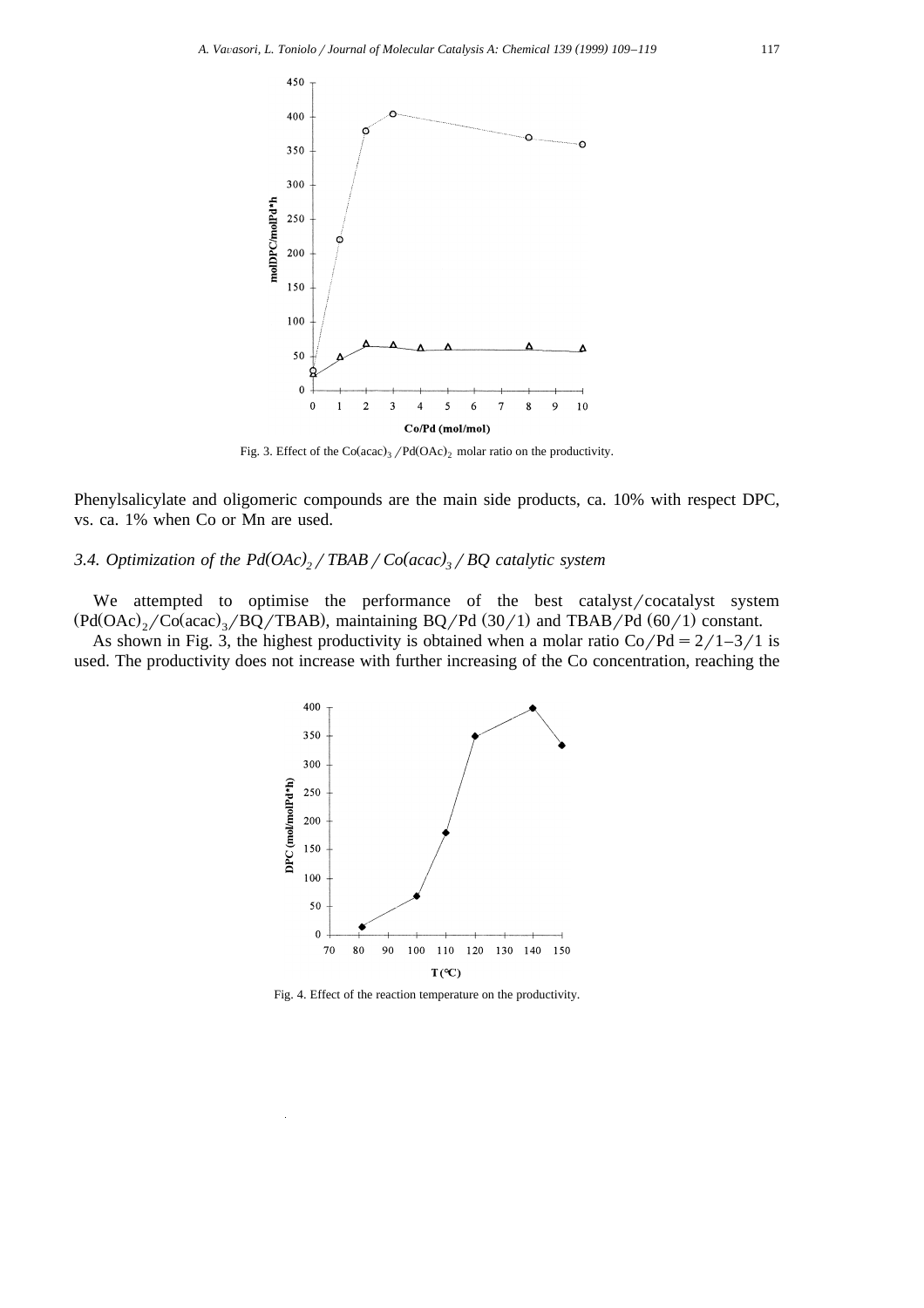Fig. 3. Effect of the $Co(acac)_3/Pd(OAc)_2$ molar ratio on the productivity.

Phenylsalicylate and oligomeric compounds are the main side products, ca. 10% with respect DPC, vs. ca. 1% when Co or Mn are used.

### 3.4. Optimization of the $Pd(OAc)_2$ / TBAB / $Co(acac)_3$ / BQ catalytic system

We attempted to optimise the performance of the best catalyst/cocatalyst system ($Pd(OAc)_2/Co(acac)_3$/BQ/TBAB), maintaining BQ/Pd (30/1) and TBAB/Pd (60/1) constant.

As shown in Fig. 3, the highest productivity is obtained when a molar ratio Co/Pd = 2/1–3/1 is used. The productivity does not increase with further increasing of the Co concentration, reaching the

Fig. 4. Effect of the reaction temperature on the productivity.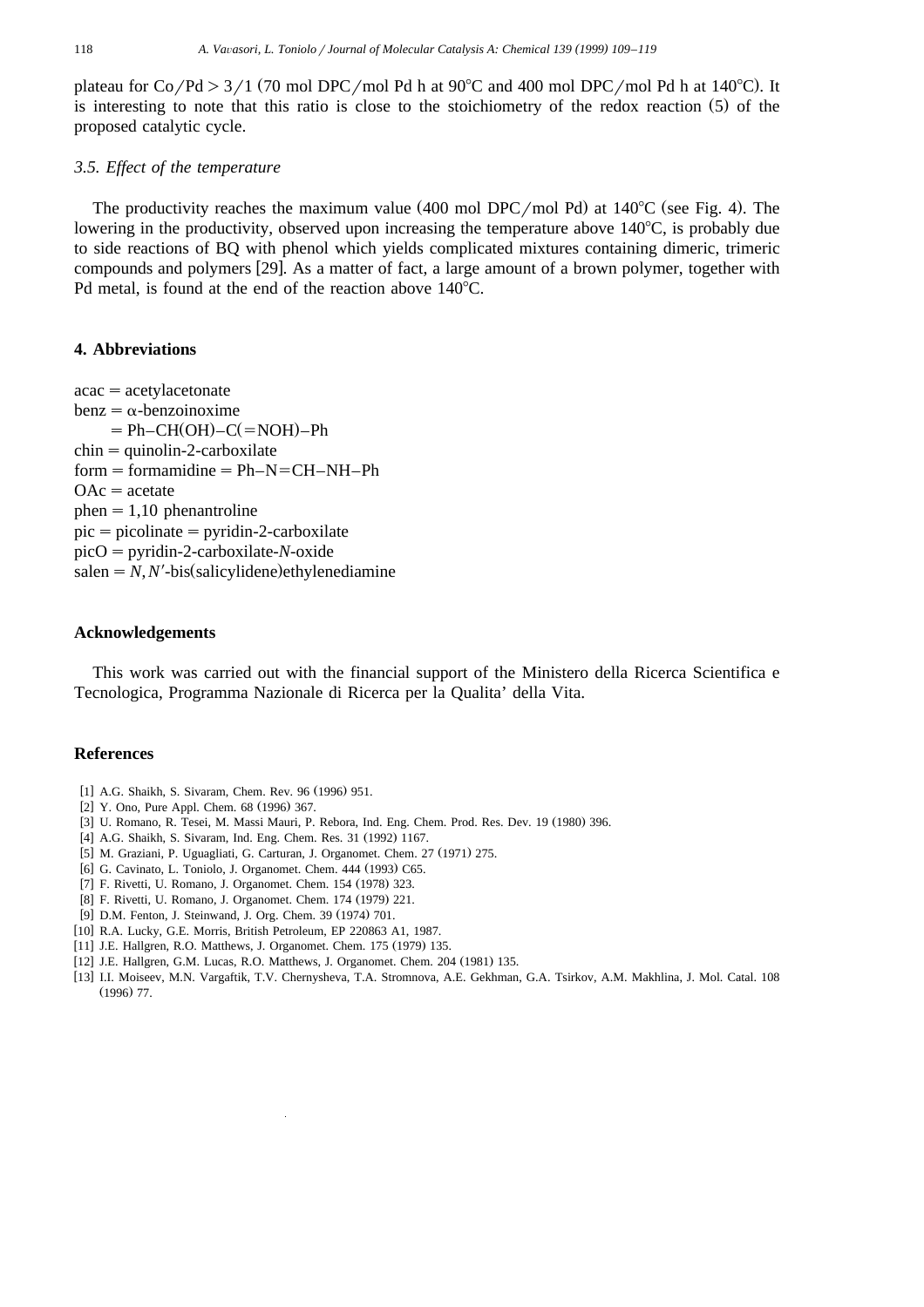plateau for Co/Pd > 3/1 (70 mol DPC/mol Pd h at 90°C and 400 mol DPC/mol Pd h at 140°C). It is interesting to note that this ratio is close to the stoichiometry of the redox reaction (5) of the proposed catalytic cycle.

### 3.5. Effect of the temperature

The productivity reaches the maximum value (400 mol DPC/mol Pd) at 140°C (see Fig. 4). The lowering in the productivity, observed upon increasing the temperature above 140°C, is probably due to side reactions of BQ with phenol which yields complicated mixtures containing dimeric, trimeric compounds and polymers [29]. As a matter of fact, a large amount of a brown polymer, together with Pd metal, is found at the end of the reaction above 140°C.

## 4. Abbreviations

acac = acetylacetonate
benz = α-benzoinoxime
= Ph–CH(OH)–C(=NOH)–Ph
chin = quinolin-2-carboxilate
form = formamidine = Ph–N=CH–NH–Ph
OAc = acetate
phen = 1,10 phenantroline
pic = picolinate = pyridin-2-carboxilate
picO = pyridin-2-carboxilate-*N*-oxide
salen = *N*,*N*′-bis(salicylidene)ethylenediamine

## Acknowledgements

This work was carried out with the financial support of the Ministero della Ricerca Scientifica e Tecnologica, Programma Nazionale di Ricerca per la Qualita' della Vita.

## References

[1] A.G. Shaikh, S. Sivaram, Chem. Rev. 96 (1996) 951.
[2] Y. Ono, Pure Appl. Chem. 68 (1996) 367.
[3] U. Romano, R. Tesei, M. Massi Mauri, P. Rebora, Ind. Eng. Chem. Prod. Res. Dev. 19 (1980) 396.
[4] A.G. Shaikh, S. Sivaram, Ind. Eng. Chem. Res. 31 (1992) 1167.
[5] M. Graziani, P. Uguagliati, G. Carturan, J. Organomet. Chem. 27 (1971) 275.
[6] G. Cavinato, L. Toniolo, J. Organomet. Chem. 444 (1993) C65.
[7] F. Rivetti, U. Romano, J. Organomet. Chem. 154 (1978) 323.
[8] F. Rivetti, U. Romano, J. Organomet. Chem. 174 (1979) 221.
[9] D.M. Fenton, J. Steinwand, J. Org. Chem. 39 (1974) 701.
[10] R.A. Lucky, G.E. Morris, British Petroleum, EP 220863 A1, 1987.
[11] J.E. Hallgren, R.O. Matthews, J. Organomet. Chem. 175 (1979) 135.
[12] J.E. Hallgren, G.M. Lucas, R.O. Matthews, J. Organomet. Chem. 204 (1981) 135.
[13] I.I. Moiseev, M.N. Vargaftik, T.V. Chernysheva, T.A. Stromnova, A.E. Gekhman, G.A. Tsirkov, A.M. Makhlina, J. Mol. Catal. 108 (1996) 77.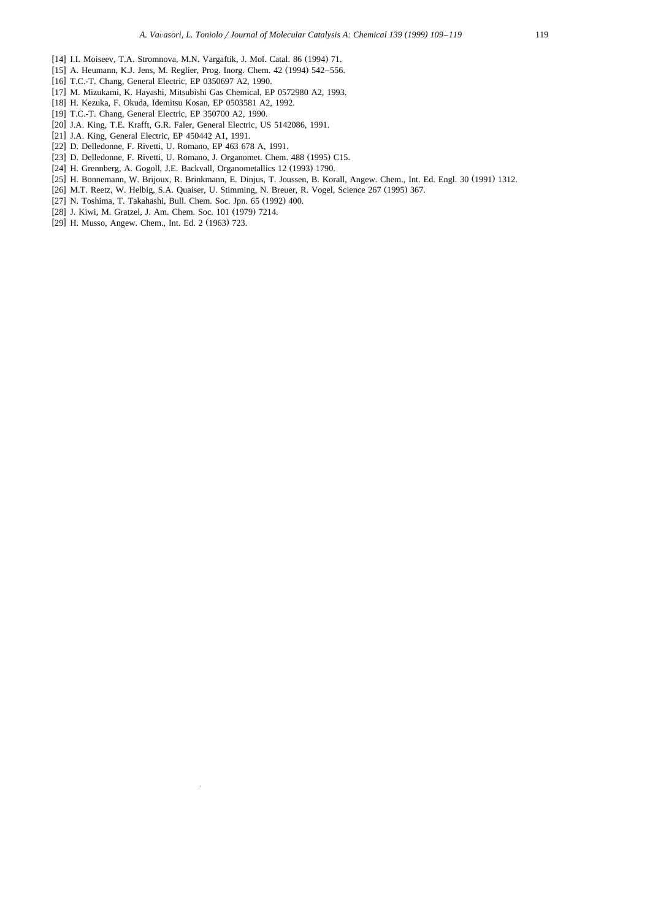[14] I.I. Moiseev, T.A. Stromnova, M.N. Vargaftik, J. Mol. Catal. 86 (1994) 71.
[15] A. Heumann, K.J. Jens, M. Reglier, Prog. Inorg. Chem. 42 (1994) 542–556.
[16] T.C.-T. Chang, General Electric, EP 0350697 A2, 1990.
[17] M. Mizukami, K. Hayashi, Mitsubishi Gas Chemical, EP 0572980 A2, 1993.
[18] H. Kezuka, F. Okuda, Idemitsu Kosan, EP 0503581 A2, 1992.
[19] T.C.-T. Chang, General Electric, EP 350700 A2, 1990.
[20] J.A. King, T.E. Krafft, G.R. Faler, General Electric, US 5142086, 1991.
[21] J.A. King, General Electric, EP 450442 A1, 1991.
[22] D. Delledonne, F. Rivetti, U. Romano, EP 463 678 A, 1991.
[23] D. Delledonne, F. Rivetti, U. Romano, J. Organomet. Chem. 488 (1995) C15.
[24] H. Grennberg, A. Gogoll, J.E. Backvall, Organometallics 12 (1993) 1790.
[25] H. Bonnemann, W. Brijoux, R. Brinkmann, E. Dinjus, T. Joussen, B. Korall, Angew. Chem., Int. Ed. Engl. 30 (1991) 1312.
[26] M.T. Reetz, W. Helbig, S.A. Quaiser, U. Stimming, N. Breuer, R. Vogel, Science 267 (1995) 367.
[27] N. Toshima, T. Takahashi, Bull. Chem. Soc. Jpn. 65 (1992) 400.
[28] J. Kiwi, M. Gratzel, J. Am. Chem. Soc. 101 (1979) 7214.
[29] H. Musso, Angew. Chem., Int. Ed. 2 (1963) 723.